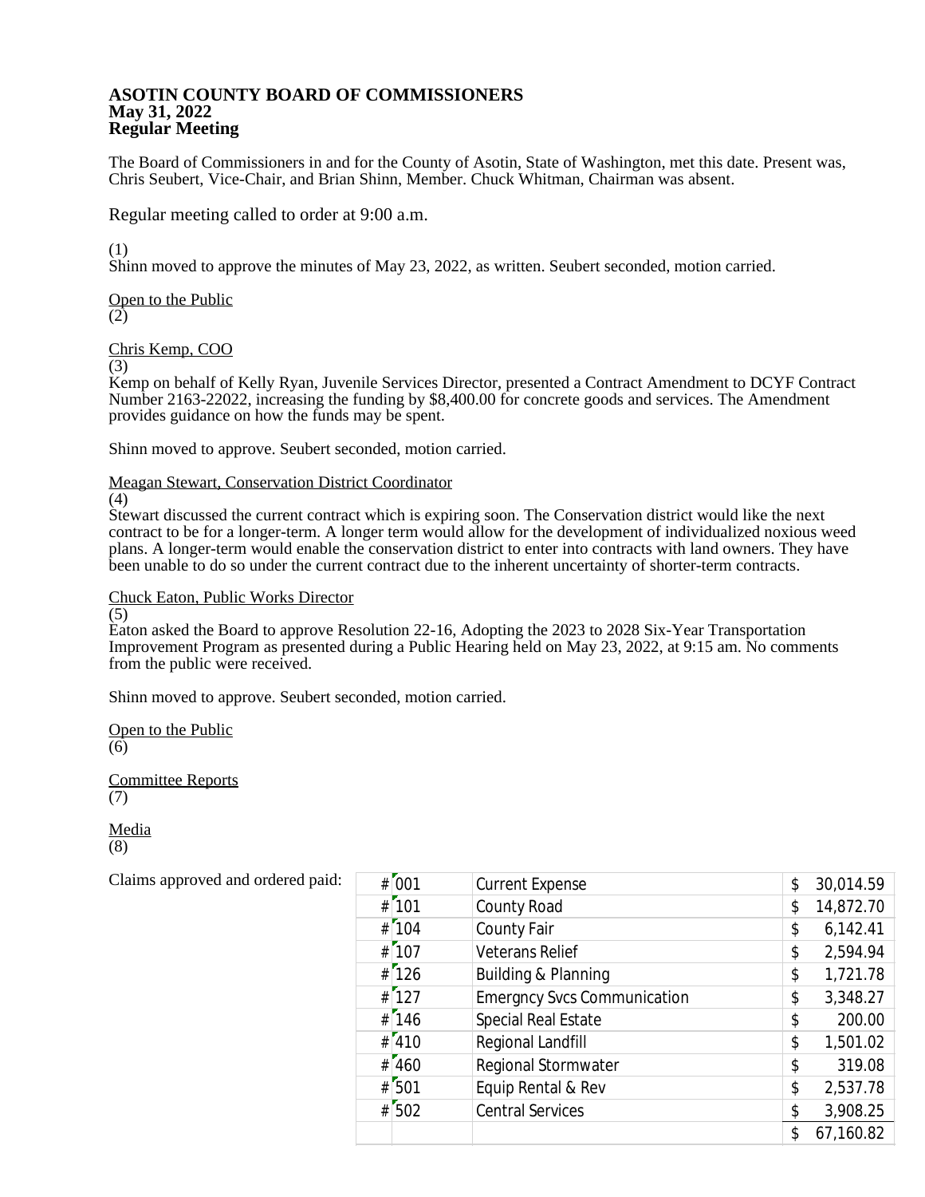**ASOTIN COUNTY BOARD OF COMMISSIONERS**
**May 31, 2022**
**Regular Meeting**

The Board of Commissioners in and for the County of Asotin, State of Washington, met this date. Present was, Chris Seubert, Vice-Chair, and Brian Shinn, Member. Chuck Whitman, Chairman was absent.

Regular meeting called to order at 9:00 a.m.

(1)
Shinn moved to approve the minutes of May 23, 2022, as written. Seubert seconded, motion carried.

Open to the Public
(2)

Chris Kemp, COO
(3)
Kemp on behalf of Kelly Ryan, Juvenile Services Director, presented a Contract Amendment to DCYF Contract Number 2163-22022, increasing the funding by $8,400.00 for concrete goods and services. The Amendment provides guidance on how the funds may be spent.

Shinn moved to approve. Seubert seconded, motion carried.

Meagan Stewart, Conservation District Coordinator
(4)
Stewart discussed the current contract which is expiring soon. The Conservation district would like the next contract to be for a longer-term. A longer term would allow for the development of individualized noxious weed plans. A longer-term would enable the conservation district to enter into contracts with land owners. They have been unable to do so under the current contract due to the inherent uncertainty of shorter-term contracts.

Chuck Eaton, Public Works Director
(5)
Eaton asked the Board to approve Resolution 22-16, Adopting the 2023 to 2028 Six-Year Transportation Improvement Program as presented during a Public Hearing held on May 23, 2022, at 9:15 am. No comments from the public were received.

Shinn moved to approve. Seubert seconded, motion carried.

Open to the Public
(6)

Committee Reports
(7)

Media
(8)

Claims approved and ordered paid:

| # | Fund | Name | Amount |
|---|---|---|---|
| # | 001 | Current Expense | $ 30,014.59 |
| # | 101 | County Road | $ 14,872.70 |
| # | 104 | County Fair | $ 6,142.41 |
| # | 107 | Veterans Relief | $ 2,594.94 |
| # | 126 | Building & Planning | $ 1,721.78 |
| # | 127 | Emergncy Svcs Communication | $ 3,348.27 |
| # | 146 | Special Real Estate | $ 200.00 |
| # | 410 | Regional Landfill | $ 1,501.02 |
| # | 460 | Regional Stormwater | $ 319.08 |
| # | 501 | Equip Rental & Rev | $ 2,537.78 |
| # | 502 | Central Services | $ 3,908.25 |
| | | | $ 67,160.82 |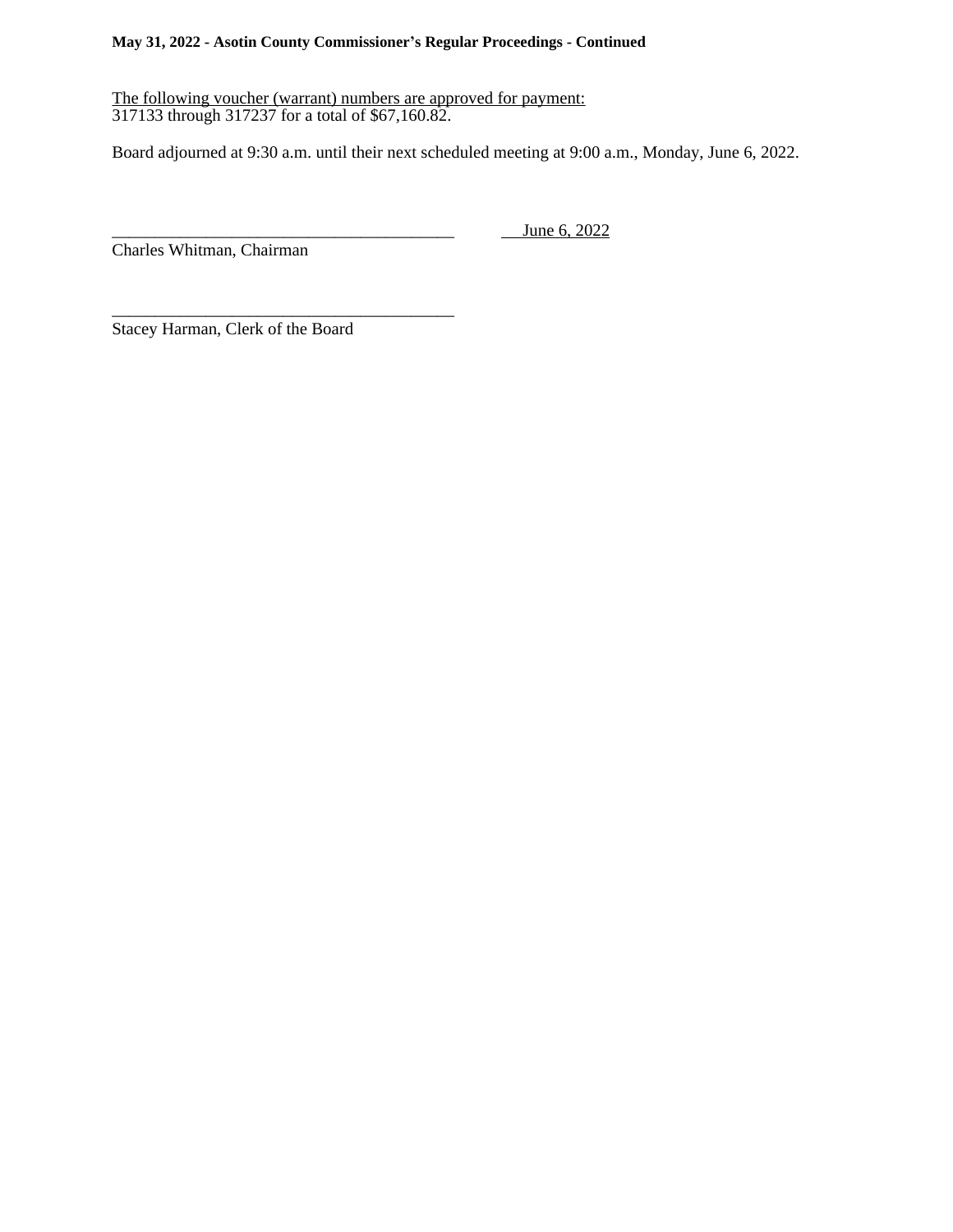The following voucher (warrant) numbers are approved for payment:
317133 through 317237 for a total of $67,160.82.

Board adjourned at 9:30 a.m. until their next scheduled meeting at 9:00 a.m., Monday, June 6, 2022.

\_\_\_\_\_\_\_\_\_\_\_\_\_\_\_\_\_\_\_\_\_\_\_\_\_\_\_\_\_\_\_\_\_\_\_\_\_\_\_\_ June 6, 2022

Charles Whitman, Chairman

\_\_\_\_\_\_\_\_\_\_\_\_\_\_\_\_\_\_\_\_\_\_\_\_\_\_\_\_\_\_\_\_\_\_\_\_\_\_\_\_

Stacey Harman, Clerk of the Board